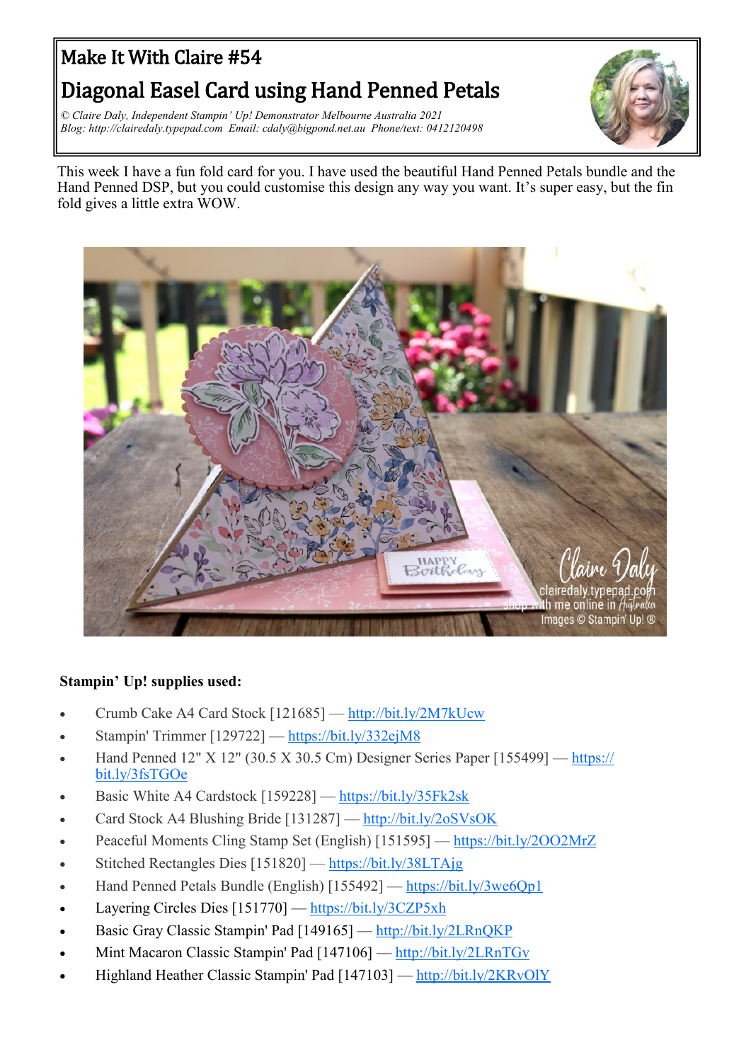# Make It With Claire #54

# Diagonal Easel Card using Hand Penned Petals

*© Claire Daly, Independent Stampin' Up! Demonstrator Melbourne Australia 2021*
*Blog: http://clairedaly.typepad.com Email: cdaly@bigpond.net.au Phone/text: 0412120498*

This week I have a fun fold card for you. I have used the beautiful Hand Penned Petals bundle and the Hand Penned DSP, but you could customise this design any way you want. It's super easy, but the fin fold gives a little extra WOW.

**Stampin' Up! supplies used:**

- Crumb Cake A4 Card Stock [121685] — http://bit.ly/2M7kUcw
- Stampin' Trimmer [129722] — https://bit.ly/332ejM8
- Hand Penned 12" X 12" (30.5 X 30.5 Cm) Designer Series Paper [155499] — https://bit.ly/3fsTGOe
- Basic White A4 Cardstock [159228] — https://bit.ly/35Fk2sk
- Card Stock A4 Blushing Bride [131287] — http://bit.ly/2oSVsOK
- Peaceful Moments Cling Stamp Set (English) [151595] — https://bit.ly/2OO2MrZ
- Stitched Rectangles Dies [151820] — https://bit.ly/38LTAjg
- Hand Penned Petals Bundle (English) [155492] — https://bit.ly/3we6Qp1
- Layering Circles Dies [151770] — https://bit.ly/3CZP5xh
- Basic Gray Classic Stampin' Pad [149165] — http://bit.ly/2LRnQKP
- Mint Macaron Classic Stampin' Pad [147106] — http://bit.ly/2LRnTGv
- Highland Heather Classic Stampin' Pad [147103] — http://bit.ly/2KRvOlY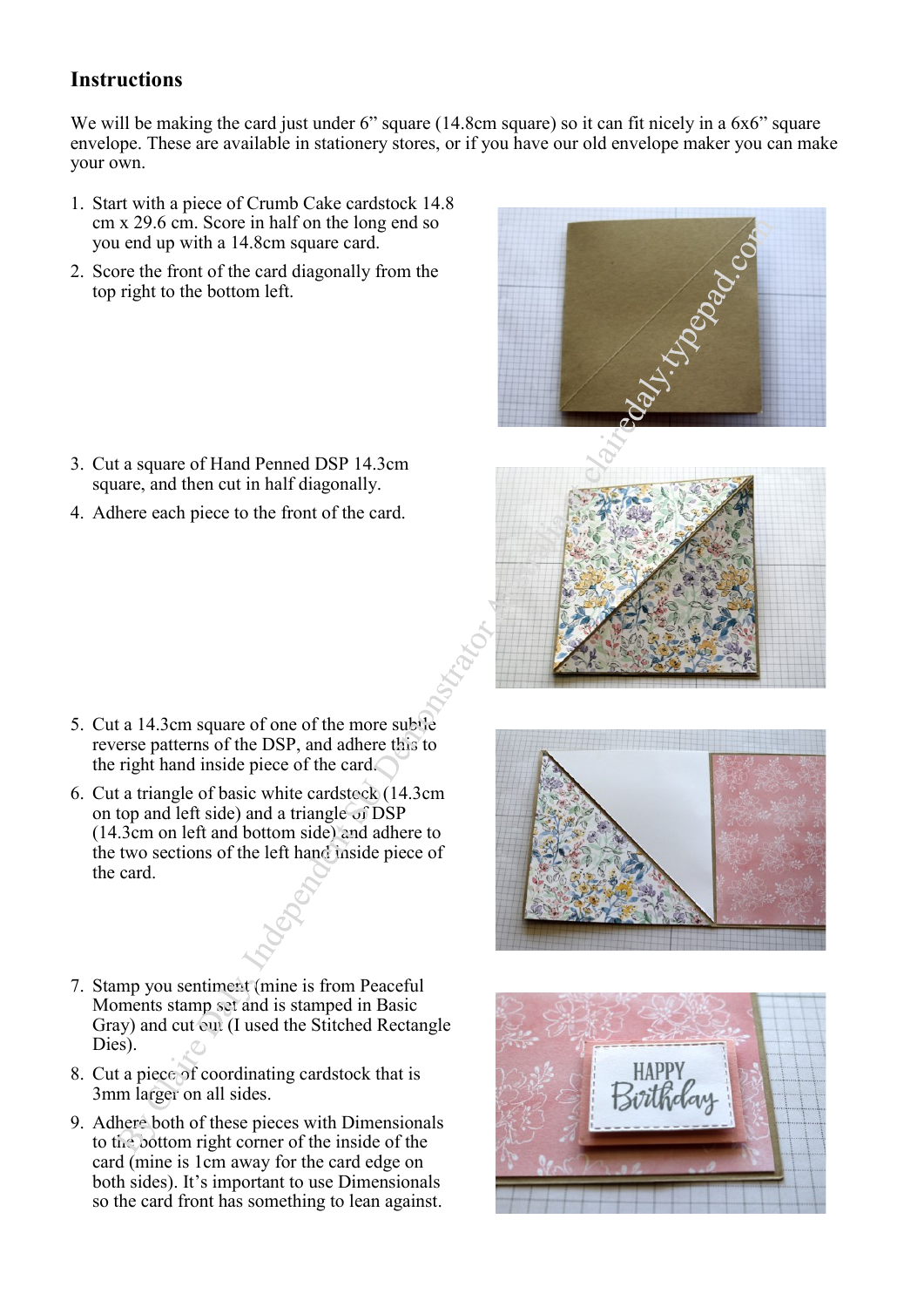## Instructions

We will be making the card just under 6" square (14.8cm square) so it can fit nicely in a 6x6" square envelope. These are available in stationery stores, or if you have our old envelope maker you can make your own.

1. Start with a piece of Crumb Cake cardstock 14.8 cm x 29.6 cm. Score in half on the long end so you end up with a 14.8cm square card.
2. Score the front of the card diagonally from the top right to the bottom left.
3. Cut a square of Hand Penned DSP 14.3cm square, and then cut in half diagonally.
4. Adhere each piece to the front of the card.
5. Cut a 14.3cm square of one of the more subtle reverse patterns of the DSP, and adhere this to the right hand inside piece of the card.
6. Cut a triangle of basic white cardstock (14.3cm on top and left side) and a triangle of DSP (14.3cm on left and bottom side) and adhere to the two sections of the left hand inside piece of the card.
7. Stamp you sentiment (mine is from Peaceful Moments stamp set and is stamped in Basic Gray) and cut out (I used the Stitched Rectangle Dies).
8. Cut a piece of coordinating cardstock that is 3mm larger on all sides.
9. Adhere both of these pieces with Dimensionals to the bottom right corner of the inside of the card (mine is 1cm away for the card edge on both sides). It's important to use Dimensionals so the card front has something to lean against.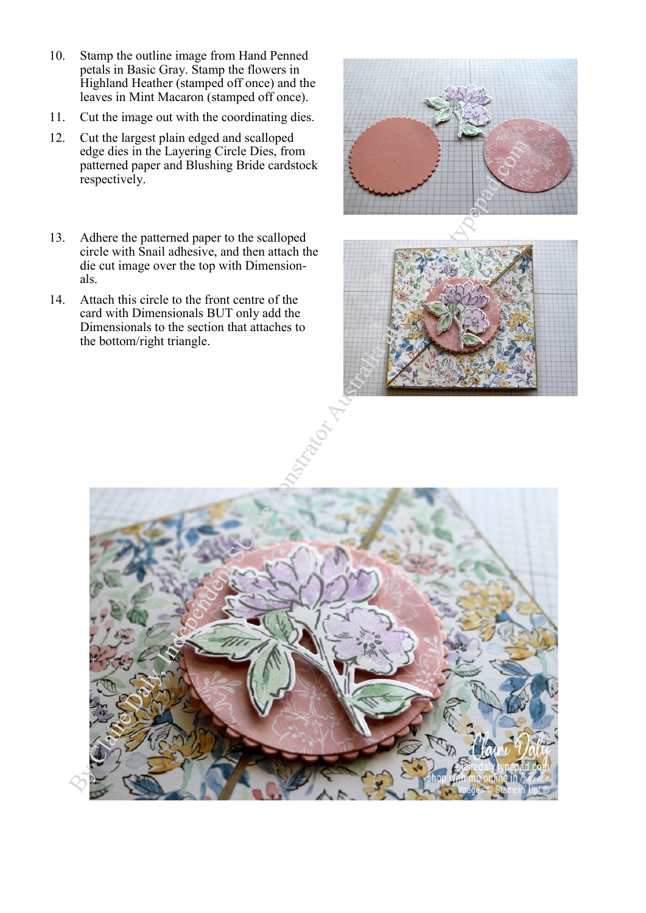10. Stamp the outline image from Hand Penned petals in Basic Gray. Stamp the flowers in Highland Heather (stamped off once) and the leaves in Mint Macaron (stamped off once).
11. Cut the image out with the coordinating dies.
12. Cut the largest plain edged and scalloped edge dies in the Layering Circle Dies, from patterned paper and Blushing Bride cardstock respectively.
13. Adhere the patterned paper to the scalloped circle with Snail adhesive, and then attach the die cut image over the top with Dimensionals.
14. Attach this circle to the front centre of the card with Dimensionals BUT only add the Dimensionals to the section that attaches to the bottom/right triangle.